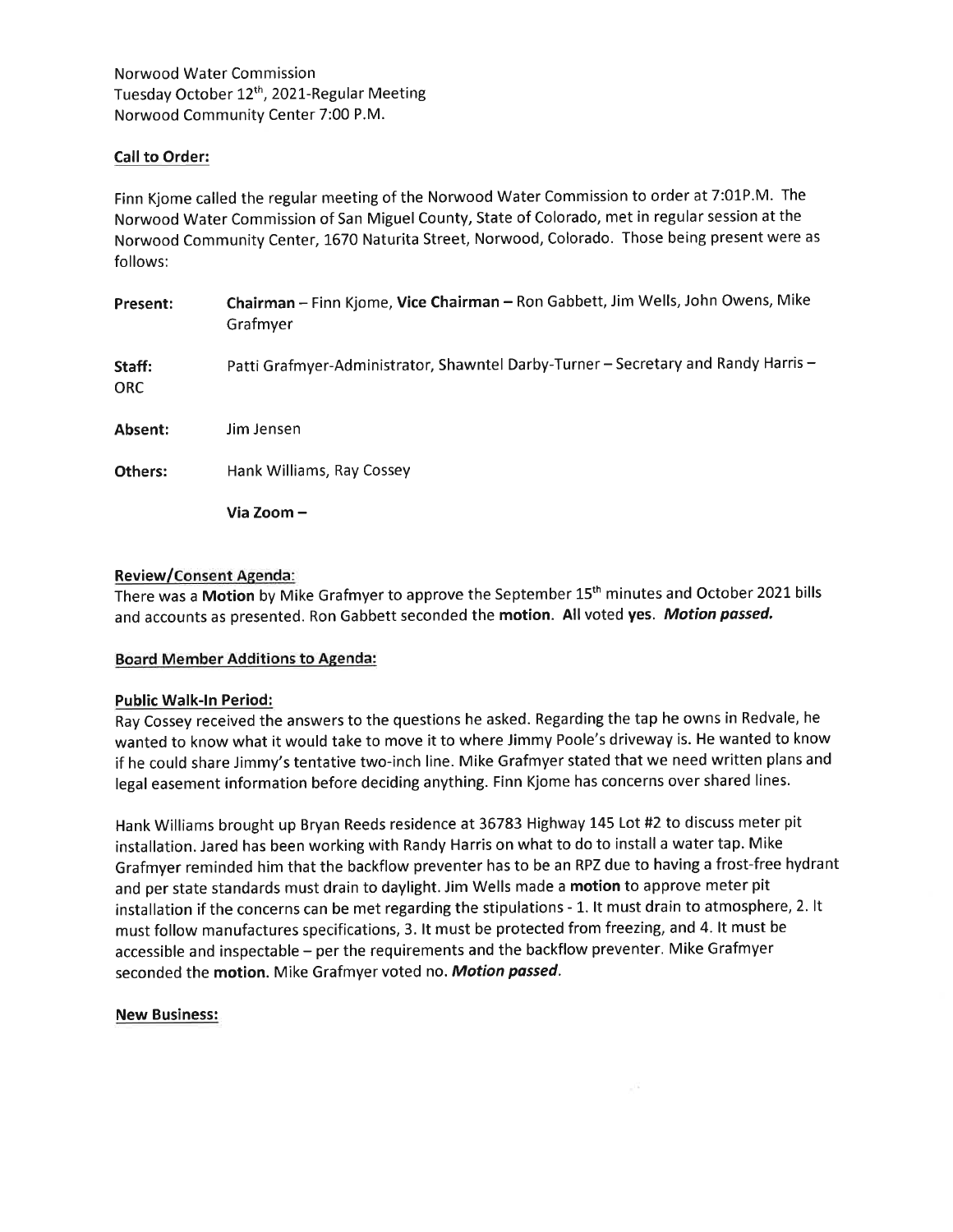Norwood Water Commission
Tuesday October 12th, 2021-Regular Meeting
Norwood Community Center 7:00 P.M.

**Call to Order:**

Finn Kjome called the regular meeting of the Norwood Water Commission to order at 7:01P.M. The Norwood Water Commission of San Miguel County, State of Colorado, met in regular session at the Norwood Community Center, 1670 Naturita Street, Norwood, Colorado. Those being present were as follows:

**Present:** **Chairman** – Finn Kjome, **Vice Chairman** – Ron Gabbett, Jim Wells, John Owens, Mike Grafmyer

**Staff:** Patti Grafmyer-Administrator, Shawntel Darby-Turner – Secretary and Randy Harris – ORC

**Absent:** Jim Jensen

**Others:** Hank Williams, Ray Cossey

**Via Zoom –**

**Review/Consent Agenda:**
There was a **Motion** by Mike Grafmyer to approve the September 15th minutes and October 2021 bills and accounts as presented. Ron Gabbett seconded the **motion**. **All** voted **yes**. ***Motion passed.***

**Board Member Additions to Agenda:**

**Public Walk-In Period:**
Ray Cossey received the answers to the questions he asked. Regarding the tap he owns in Redvale, he wanted to know what it would take to move it to where Jimmy Poole's driveway is. He wanted to know if he could share Jimmy's tentative two-inch line. Mike Grafmyer stated that we need written plans and legal easement information before deciding anything. Finn Kjome has concerns over shared lines.

Hank Williams brought up Bryan Reeds residence at 36783 Highway 145 Lot #2 to discuss meter pit installation. Jared has been working with Randy Harris on what to do to install a water tap. Mike Grafmyer reminded him that the backflow preventer has to be an RPZ due to having a frost-free hydrant and per state standards must drain to daylight. Jim Wells made a **motion** to approve meter pit installation if the concerns can be met regarding the stipulations - 1. It must drain to atmosphere, 2. It must follow manufactures specifications, 3. It must be protected from freezing, and 4. It must be accessible and inspectable – per the requirements and the backflow preventer. Mike Grafmyer seconded the **motion**. Mike Grafmyer voted no. ***Motion passed***.

**New Business:**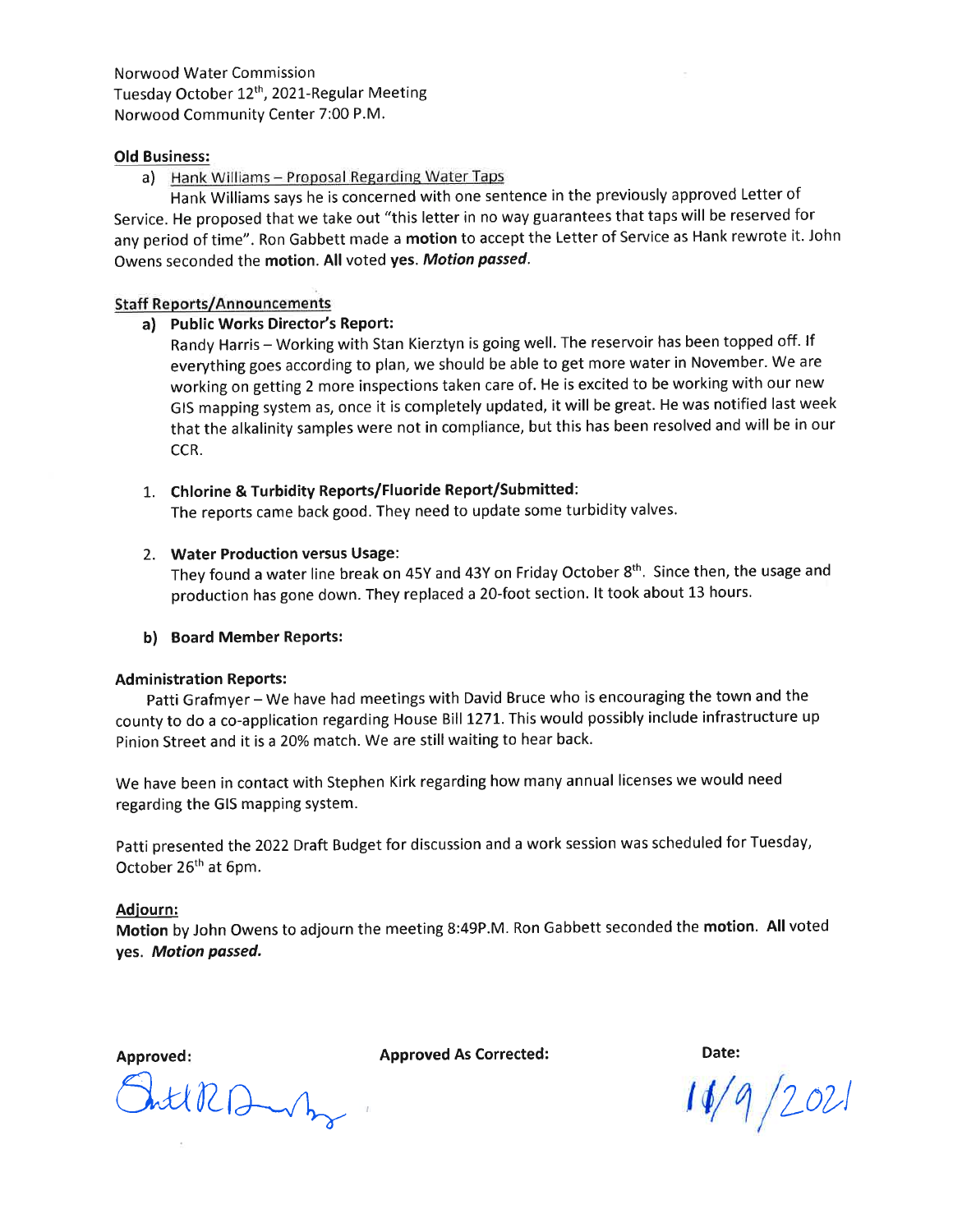Norwood Water Commission
Tuesday October 12th, 2021-Regular Meeting
Norwood Community Center 7:00 P.M.

**Old Business:**

a) Hank Williams – Proposal Regarding Water Taps

Hank Williams says he is concerned with one sentence in the previously approved Letter of Service. He proposed that we take out "this letter in no way guarantees that taps will be reserved for any period of time". Ron Gabbett made a **motion** to accept the Letter of Service as Hank rewrote it. John Owens seconded the **motion**. **All** voted **yes**. ***Motion passed***.

**Staff Reports/Announcements**

a) **Public Works Director's Report:**

Randy Harris – Working with Stan Kierztyn is going well. The reservoir has been topped off. If everything goes according to plan, we should be able to get more water in November. We are working on getting 2 more inspections taken care of. He is excited to be working with our new GIS mapping system as, once it is completely updated, it will be great. He was notified last week that the alkalinity samples were not in compliance, but this has been resolved and will be in our CCR.

1. **Chlorine & Turbidity Reports/Fluoride Report/Submitted**:
   The reports came back good. They need to update some turbidity valves.

2. **Water Production versus Usage**:
   They found a water line break on 45Y and 43Y on Friday October 8th. Since then, the usage and production has gone down. They replaced a 20-foot section. It took about 13 hours.

b) **Board Member Reports:**

**Administration Reports:**

Patti Grafmyer – We have had meetings with David Bruce who is encouraging the town and the county to do a co-application regarding House Bill 1271. This would possibly include infrastructure up Pinion Street and it is a 20% match. We are still waiting to hear back.

We have been in contact with Stephen Kirk regarding how many annual licenses we would need regarding the GIS mapping system.

Patti presented the 2022 Draft Budget for discussion and a work session was scheduled for Tuesday, October 26th at 6pm.

**Adjourn:**

**Motion** by John Owens to adjourn the meeting 8:49P.M. Ron Gabbett seconded the **motion**. **All** voted **yes**. ***Motion passed.***

**Approved:** [signature]

**Approved As Corrected:**

**Date:** 11/9/2021